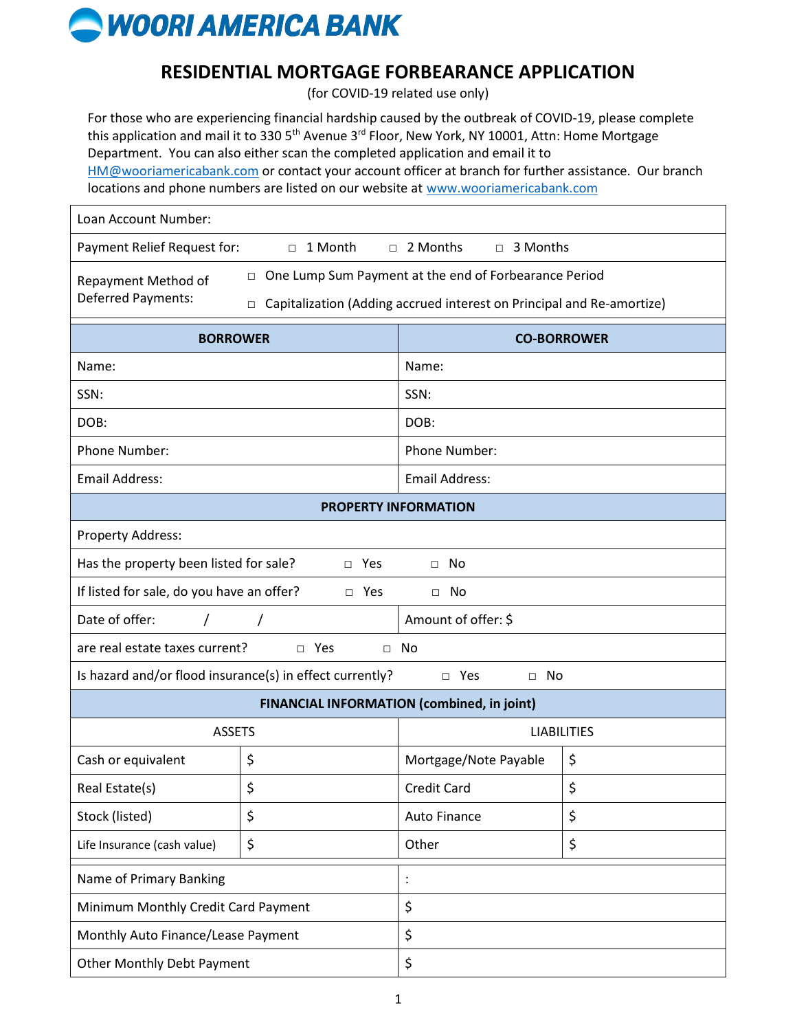**WOORI AMERICA BANK**

# RESIDENTIAL MORTGAGE FORBEARANCE APPLICATION

(for COVID-19 related use only)

For those who are experiencing financial hardship caused by the outbreak of COVID-19, please complete this application and mail it to 330 5th Avenue 3rd Floor, New York, NY 10001, Attn: Home Mortgage Department. You can also either scan the completed application and email it to HM@wooriamericabank.com or contact your account officer at branch for further assistance. Our branch locations and phone numbers are listed on our website at www.wooriamericabank.com

| Loan Account Number: | |
|---|---|
| Payment Relief Request for: | □ 1 Month □ 2 Months □ 3 Months |
| Repayment Method of Deferred Payments: | □ One Lump Sum Payment at the end of Forbearance Period<br>□ Capitalization (Adding accrued interest on Principal and Re-amortize) |

| **BORROWER** | **CO-BORROWER** |
|---|---|
| Name: | Name: |
| SSN: | SSN: |
| DOB: | DOB: |
| Phone Number: | Phone Number: |
| Email Address: | Email Address: |

| **PROPERTY INFORMATION** | |
|---|---|
| Property Address: | |
| Has the property been listed for sale? □ Yes □ No | |
| If listed for sale, do you have an offer? □ Yes □ No | |
| Date of offer: / / | Amount of offer: $ |
| are real estate taxes current? □ Yes □ No | |
| Is hazard and/or flood insurance(s) in effect currently? □ Yes □ No | |

| **FINANCIAL INFORMATION (combined, in joint)** | | | |
|---|---|---|---|
| ASSETS | | LIABILITIES | |
| Cash or equivalent | $ | Mortgage/Note Payable | $ |
| Real Estate(s) | $ | Credit Card | $ |
| Stock (listed) | $ | Auto Finance | $ |
| Life Insurance (cash value) | $ | Other | $ |

| Name of Primary Banking | : |
|---|---|
| Minimum Monthly Credit Card Payment | $ |
| Monthly Auto Finance/Lease Payment | $ |
| Other Monthly Debt Payment | $ |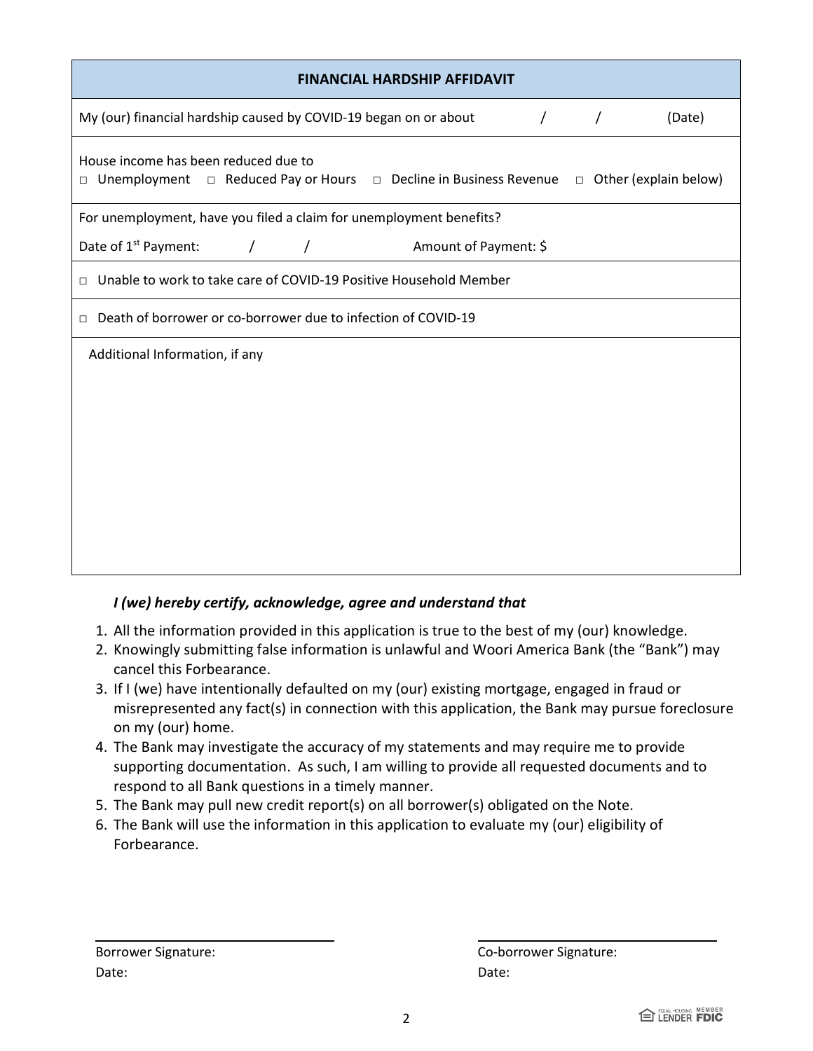## FINANCIAL HARDSHIP AFFIDAVIT

My (our) financial hardship caused by COVID-19 began on or about / / (Date)

House income has been reduced due to

□ Unemployment □ Reduced Pay or Hours □ Decline in Business Revenue □ Other (explain below)

For unemployment, have you filed a claim for unemployment benefits?

Date of 1st Payment: / / Amount of Payment: $

□ Unable to work to take care of COVID-19 Positive Household Member

□ Death of borrower or co-borrower due to infection of COVID-19

Additional Information, if any

***I (we) hereby certify, acknowledge, agree and understand that***

1. All the information provided in this application is true to the best of my (our) knowledge.
2. Knowingly submitting false information is unlawful and Woori America Bank (the "Bank") may cancel this Forbearance.
3. If I (we) have intentionally defaulted on my (our) existing mortgage, engaged in fraud or misrepresented any fact(s) in connection with this application, the Bank may pursue foreclosure on my (our) home.
4. The Bank may investigate the accuracy of my statements and may require me to provide supporting documentation. As such, I am willing to provide all requested documents and to respond to all Bank questions in a timely manner.
5. The Bank may pull new credit report(s) on all borrower(s) obligated on the Note.
6. The Bank will use the information in this application to evaluate my (our) eligibility of Forbearance.

Borrower Signature:

Date:

Co-borrower Signature:

Date:

EQUAL HOUSING LENDER MEMBER FDIC